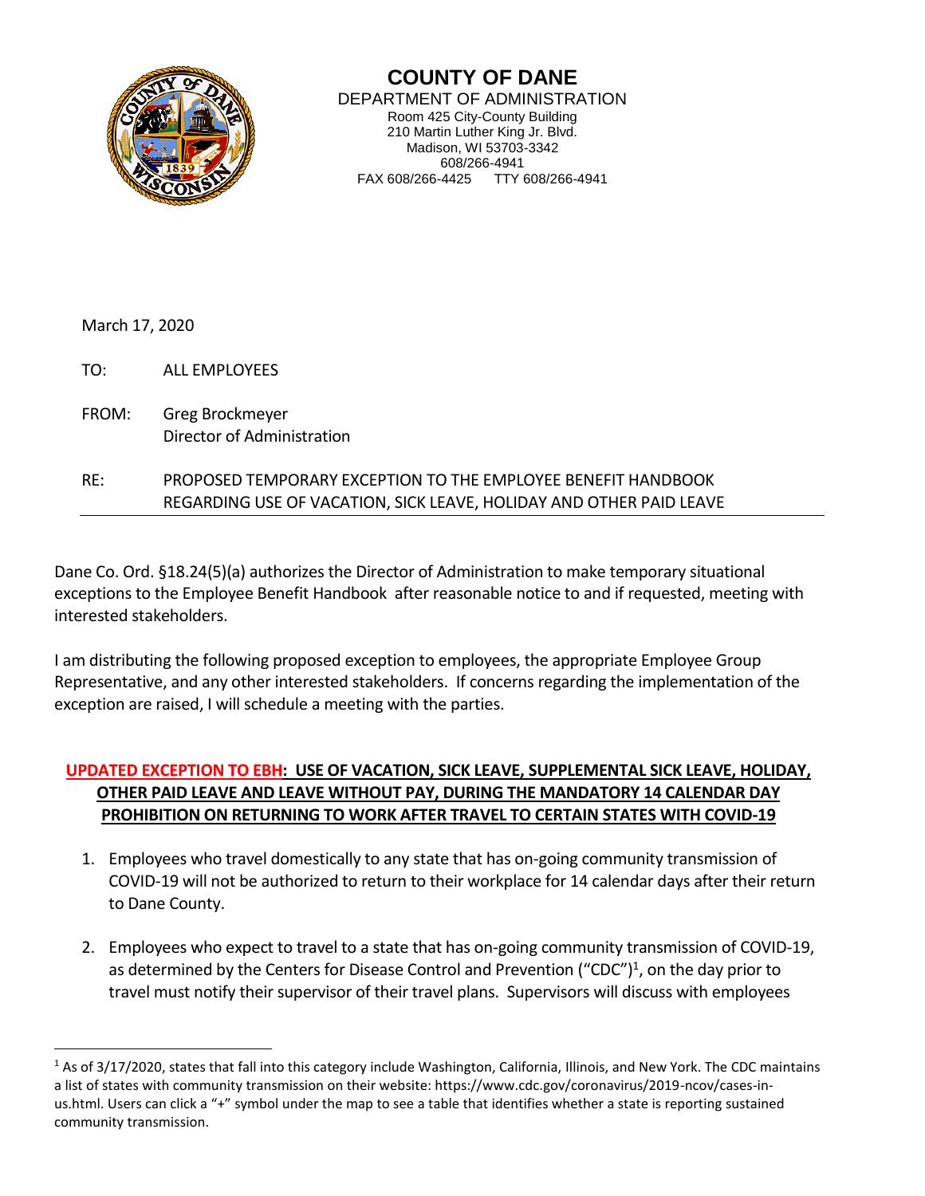# COUNTY OF DANE

DEPARTMENT OF ADMINISTRATION
Room 425 City-County Building
210 Martin Luther King Jr. Blvd.
Madison, WI 53703-3342
608/266-4941
FAX 608/266-4425 TTY 608/266-4941

March 17, 2020

TO: ALL EMPLOYEES

FROM: Greg Brockmeyer
Director of Administration

RE: PROPOSED TEMPORARY EXCEPTION TO THE EMPLOYEE BENEFIT HANDBOOK REGARDING USE OF VACATION, SICK LEAVE, HOLIDAY AND OTHER PAID LEAVE

---

Dane Co. Ord. §18.24(5)(a) authorizes the Director of Administration to make temporary situational exceptions to the Employee Benefit Handbook after reasonable notice to and if requested, meeting with interested stakeholders.

I am distributing the following proposed exception to employees, the appropriate Employee Group Representative, and any other interested stakeholders. If concerns regarding the implementation of the exception are raised, I will schedule a meeting with the parties.

**UPDATED EXCEPTION TO EBH: USE OF VACATION, SICK LEAVE, SUPPLEMENTAL SICK LEAVE, HOLIDAY, OTHER PAID LEAVE AND LEAVE WITHOUT PAY, DURING THE MANDATORY 14 CALENDAR DAY PROHIBITION ON RETURNING TO WORK AFTER TRAVEL TO CERTAIN STATES WITH COVID-19**

1. Employees who travel domestically to any state that has on-going community transmission of COVID-19 will not be authorized to return to their workplace for 14 calendar days after their return to Dane County.

2. Employees who expect to travel to a state that has on-going community transmission of COVID-19, as determined by the Centers for Disease Control and Prevention ("CDC")[1], on the day prior to travel must notify their supervisor of their travel plans. Supervisors will discuss with employees

[1] As of 3/17/2020, states that fall into this category include Washington, California, Illinois, and New York. The CDC maintains a list of states with community transmission on their website: https://www.cdc.gov/coronavirus/2019-ncov/cases-in-us.html. Users can click a "+" symbol under the map to see a table that identifies whether a state is reporting sustained community transmission.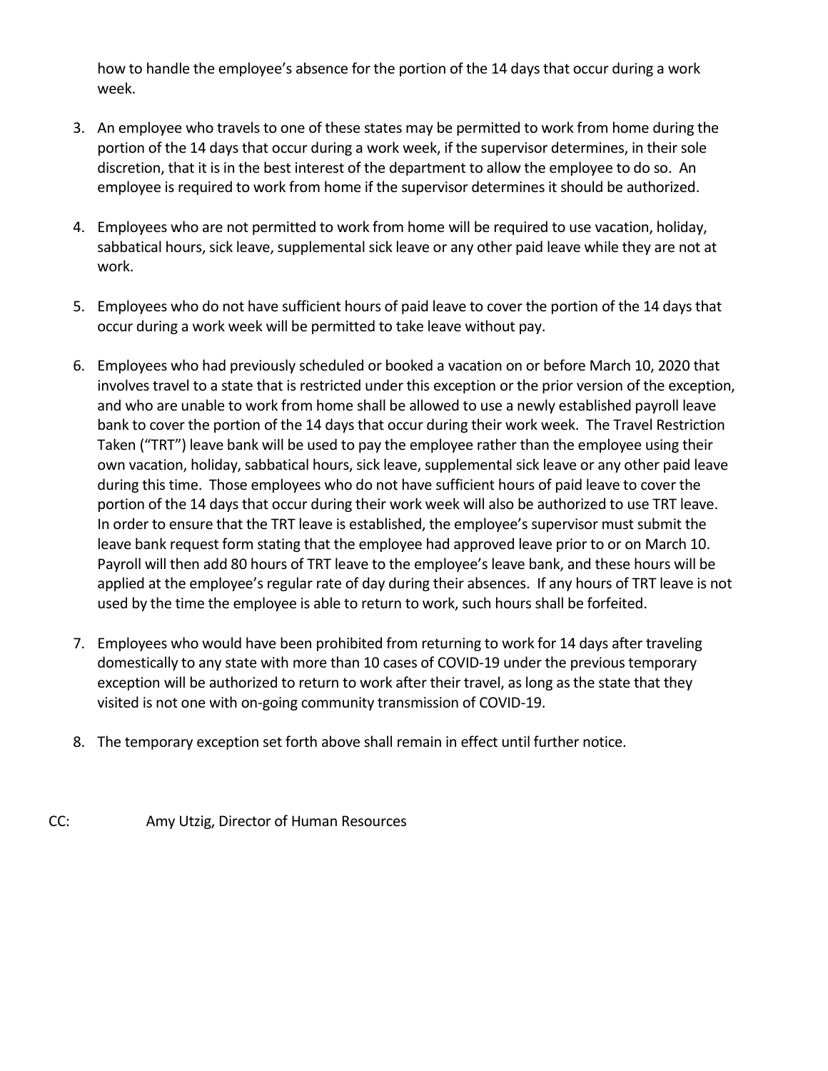how to handle the employee's absence for the portion of the 14 days that occur during a work week.

3. An employee who travels to one of these states may be permitted to work from home during the portion of the 14 days that occur during a work week, if the supervisor determines, in their sole discretion, that it is in the best interest of the department to allow the employee to do so. An employee is required to work from home if the supervisor determines it should be authorized.

4. Employees who are not permitted to work from home will be required to use vacation, holiday, sabbatical hours, sick leave, supplemental sick leave or any other paid leave while they are not at work.

5. Employees who do not have sufficient hours of paid leave to cover the portion of the 14 days that occur during a work week will be permitted to take leave without pay.

6. Employees who had previously scheduled or booked a vacation on or before March 10, 2020 that involves travel to a state that is restricted under this exception or the prior version of the exception, and who are unable to work from home shall be allowed to use a newly established payroll leave bank to cover the portion of the 14 days that occur during their work week. The Travel Restriction Taken ("TRT") leave bank will be used to pay the employee rather than the employee using their own vacation, holiday, sabbatical hours, sick leave, supplemental sick leave or any other paid leave during this time. Those employees who do not have sufficient hours of paid leave to cover the portion of the 14 days that occur during their work week will also be authorized to use TRT leave. In order to ensure that the TRT leave is established, the employee's supervisor must submit the leave bank request form stating that the employee had approved leave prior to or on March 10. Payroll will then add 80 hours of TRT leave to the employee's leave bank, and these hours will be applied at the employee's regular rate of day during their absences. If any hours of TRT leave is not used by the time the employee is able to return to work, such hours shall be forfeited.

7. Employees who would have been prohibited from returning to work for 14 days after traveling domestically to any state with more than 10 cases of COVID-19 under the previous temporary exception will be authorized to return to work after their travel, as long as the state that they visited is not one with on-going community transmission of COVID-19.

8. The temporary exception set forth above shall remain in effect until further notice.

CC: Amy Utzig, Director of Human Resources